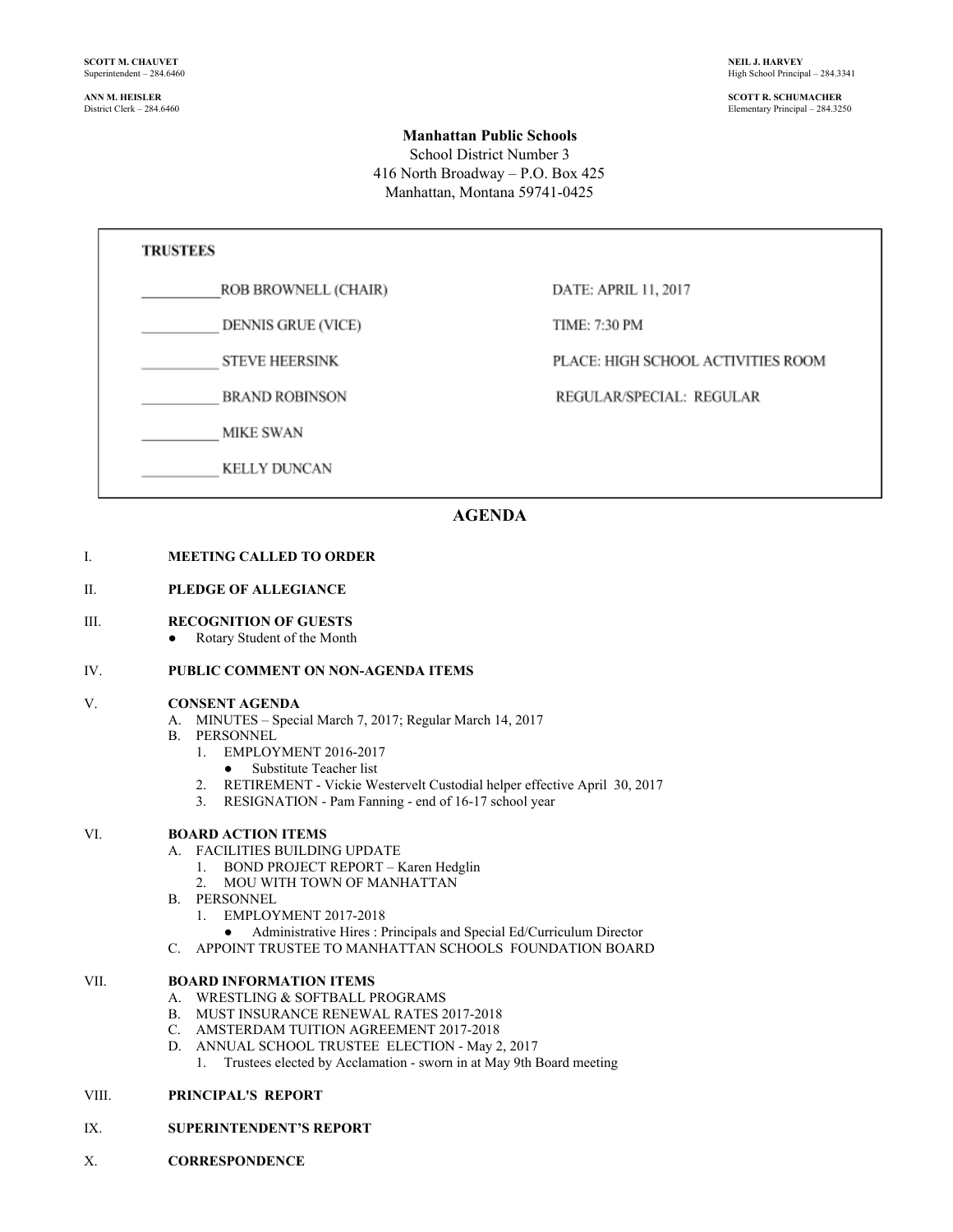**SCOTT M. CHAUVET**
Superintendent – 284.6460

**ANN M. HEISLER**
District Clerk – 284.6460

**NEIL J. HARVEY**
High School Principal – 284.3341

**SCOTT R. SCHUMACHER**
Elementary Principal – 284.3250

**Manhattan Public Schools**
School District Number 3
416 North Broadway – P.O. Box 425
Manhattan, Montana 59741-0425

| TRUSTEES | |
|---|---|
| \_\_\_\_\_\_\_\_\_\_ ROB BROWNELL (CHAIR) | DATE: APRIL 11, 2017 |
| \_\_\_\_\_\_\_\_\_\_ DENNIS GRUE (VICE) | TIME: 7:30 PM |
| \_\_\_\_\_\_\_\_\_\_ STEVE HEERSINK | PLACE: HIGH SCHOOL ACTIVITIES ROOM |
| \_\_\_\_\_\_\_\_\_\_ BRAND ROBINSON | REGULAR/SPECIAL: REGULAR |
| \_\_\_\_\_\_\_\_\_\_ MIKE SWAN | |
| \_\_\_\_\_\_\_\_\_\_ KELLY DUNCAN | |

## AGENDA

I. **MEETING CALLED TO ORDER**

II. **PLEDGE OF ALLEGIANCE**

III. **RECOGNITION OF GUESTS**
- Rotary Student of the Month

IV. **PUBLIC COMMENT ON NON-AGENDA ITEMS**

V. **CONSENT AGENDA**
- A. MINUTES – Special March 7, 2017; Regular March 14, 2017
- B. PERSONNEL
    1. EMPLOYMENT 2016-2017
        - Substitute Teacher list
    2. RETIREMENT - Vickie Westervelt Custodial helper effective April 30, 2017
    3. RESIGNATION - Pam Fanning - end of 16-17 school year

VI. **BOARD ACTION ITEMS**
- A. FACILITIES BUILDING UPDATE
    1. BOND PROJECT REPORT – Karen Hedglin
    2. MOU WITH TOWN OF MANHATTAN
- B. PERSONNEL
    1. EMPLOYMENT 2017-2018
        - Administrative Hires : Principals and Special Ed/Curriculum Director
- C. APPOINT TRUSTEE TO MANHATTAN SCHOOLS FOUNDATION BOARD

VII. **BOARD INFORMATION ITEMS**
- A. WRESTLING & SOFTBALL PROGRAMS
- B. MUST INSURANCE RENEWAL RATES 2017-2018
- C. AMSTERDAM TUITION AGREEMENT 2017-2018
- D. ANNUAL SCHOOL TRUSTEE ELECTION - May 2, 2017
    1. Trustees elected by Acclamation - sworn in at May 9th Board meeting

VIII. **PRINCIPAL'S REPORT**

IX. **SUPERINTENDENT'S REPORT**

X. **CORRESPONDENCE**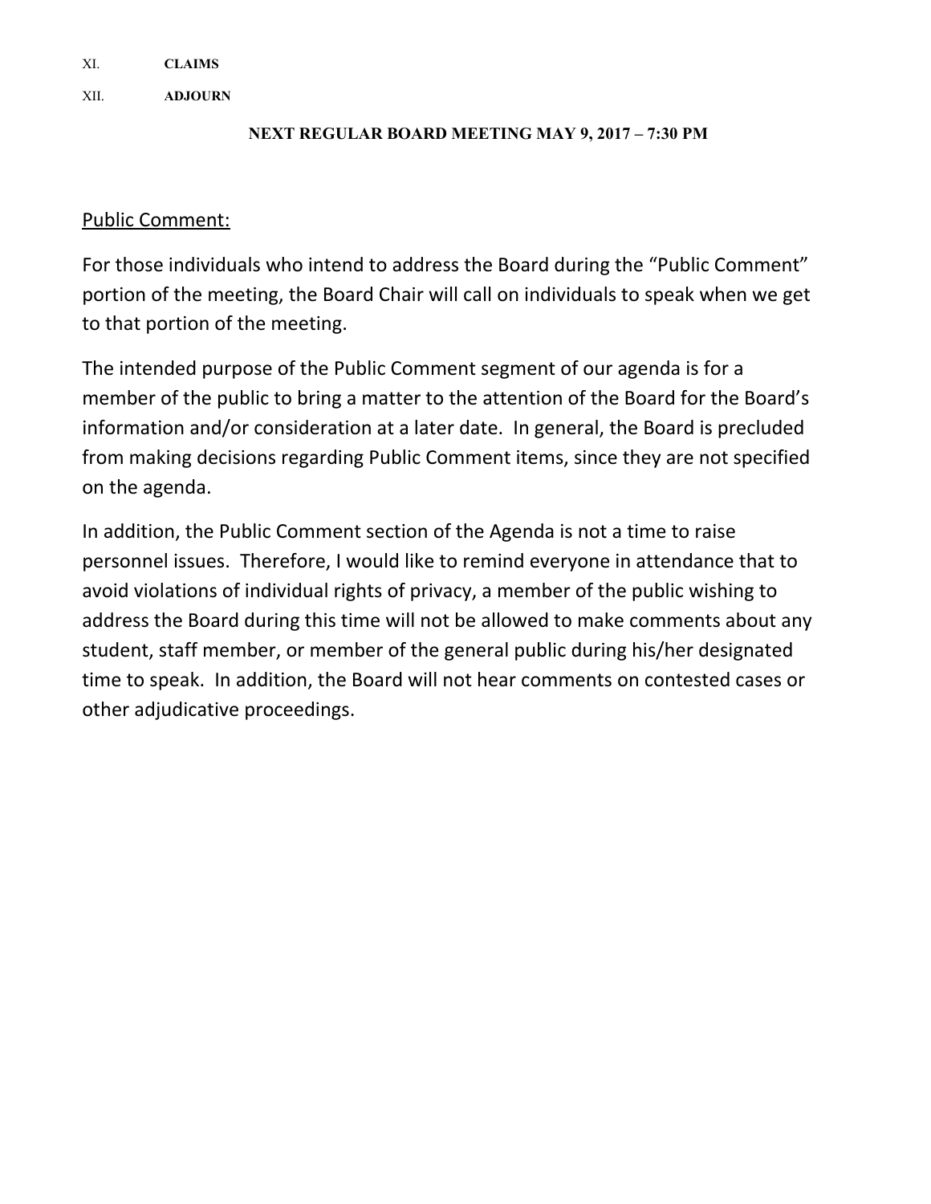XI. **CLAIMS**

XII. **ADJOURN**

**NEXT REGULAR BOARD MEETING MAY 9, 2017 – 7:30 PM**

Public Comment:

For those individuals who intend to address the Board during the "Public Comment" portion of the meeting, the Board Chair will call on individuals to speak when we get to that portion of the meeting.

The intended purpose of the Public Comment segment of our agenda is for a member of the public to bring a matter to the attention of the Board for the Board's information and/or consideration at a later date. In general, the Board is precluded from making decisions regarding Public Comment items, since they are not specified on the agenda.

In addition, the Public Comment section of the Agenda is not a time to raise personnel issues. Therefore, I would like to remind everyone in attendance that to avoid violations of individual rights of privacy, a member of the public wishing to address the Board during this time will not be allowed to make comments about any student, staff member, or member of the general public during his/her designated time to speak. In addition, the Board will not hear comments on contested cases or other adjudicative proceedings.